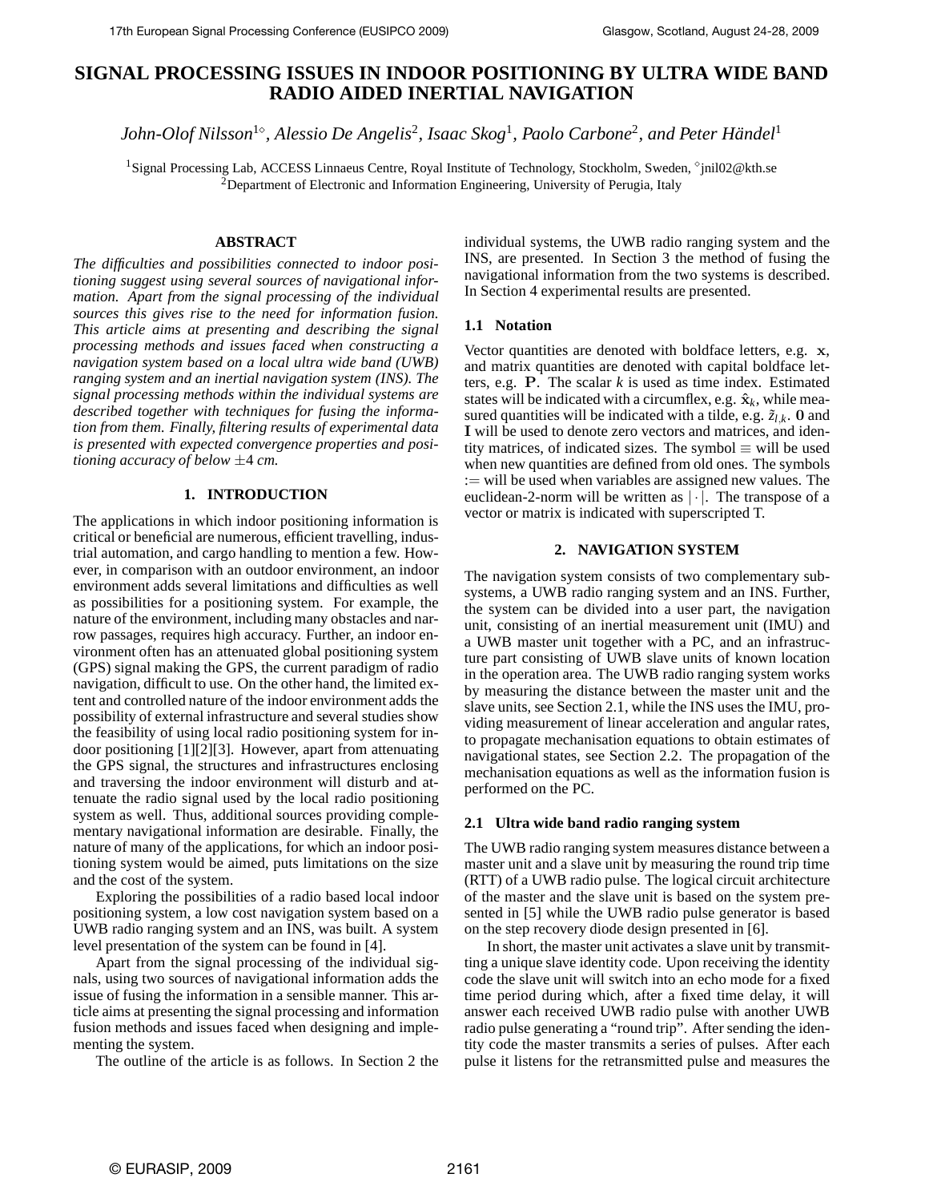# SIGNAL PROCESSING ISSUES IN INDOOR POSITIONING BY ULTRA WIDE BAND RADIO AIDED INERTIAL NAVIGATION

*John-Olof Nilsson*[1⋄], *Alessio De Angelis*[2], *Isaac Skog*[1], *Paolo Carbone*[2], *and Peter Händel*[1]

[1]Signal Processing Lab, ACCESS Linnaeus Centre, Royal Institute of Technology, Stockholm, Sweden, [⋄]jnil02@kth.se
[2]Department of Electronic and Information Engineering, University of Perugia, Italy

### ABSTRACT

*The difficulties and possibilities connected to indoor positioning suggest using several sources of navigational information. Apart from the signal processing of the individual sources this gives rise to the need for information fusion. This article aims at presenting and describing the signal processing methods and issues faced when constructing a navigation system based on a local ultra wide band (UWB) ranging system and an inertial navigation system (INS). The signal processing methods within the individual systems are described together with techniques for fusing the information from them. Finally, filtering results of experimental data is presented with expected convergence properties and positioning accuracy of below* $\pm 4$ *cm.*

## 1. INTRODUCTION

The applications in which indoor positioning information is critical or beneficial are numerous, efficient travelling, industrial automation, and cargo handling to mention a few. However, in comparison with an outdoor environment, an indoor environment adds several limitations and difficulties as well as possibilities for a positioning system. For example, the nature of the environment, including many obstacles and narrow passages, requires high accuracy. Further, an indoor environment often has an attenuated global positioning system (GPS) signal making the GPS, the current paradigm of radio navigation, difficult to use. On the other hand, the limited extent and controlled nature of the indoor environment adds the possibility of external infrastructure and several studies show the feasibility of using local radio positioning system for indoor positioning [1][2][3]. However, apart from attenuating the GPS signal, the structures and infrastructures enclosing and traversing the indoor environment will disturb and attenuate the radio signal used by the local radio positioning system as well. Thus, additional sources providing complementary navigational information are desirable. Finally, the nature of many of the applications, for which an indoor positioning system would be aimed, puts limitations on the size and the cost of the system.

Exploring the possibilities of a radio based local indoor positioning system, a low cost navigation system based on a UWB radio ranging system and an INS, was built. A system level presentation of the system can be found in [4].

Apart from the signal processing of the individual signals, using two sources of navigational information adds the issue of fusing the information in a sensible manner. This article aims at presenting the signal processing and information fusion methods and issues faced when designing and implementing the system.

The outline of the article is as follows. In Section 2 the individual systems, the UWB radio ranging system and the INS, are presented. In Section 3 the method of fusing the navigational information from the two systems is described. In Section 4 experimental results are presented.

### 1.1 Notation

Vector quantities are denoted with boldface letters, e.g. $\mathbf{x}$, and matrix quantities are denoted with capital boldface letters, e.g. $\mathbf{P}$. The scalar $k$ is used as time index. Estimated states will be indicated with a circumflex, e.g. $\hat{\mathbf{x}}_k$, while measured quantities will be indicated with a tilde, e.g. $\tilde{z}_{l,k}$. $\mathbf{0}$ and $\mathbf{I}$ will be used to denote zero vectors and matrices, and identity matrices, of indicated sizes. The symbol $\equiv$ will be used when new quantities are defined from old ones. The symbols $:=$ will be used when variables are assigned new values. The euclidean-2-norm will be written as $|\cdot|$. The transpose of a vector or matrix is indicated with superscripted T.

## 2. NAVIGATION SYSTEM

The navigation system consists of two complementary subsystems, a UWB radio ranging system and an INS. Further, the system can be divided into a user part, the navigation unit, consisting of an inertial measurement unit (IMU) and a UWB master unit together with a PC, and an infrastructure part consisting of UWB slave units of known location in the operation area. The UWB radio ranging system works by measuring the distance between the master unit and the slave units, see Section 2.1, while the INS uses the IMU, providing measurement of linear acceleration and angular rates, to propagate mechanisation equations to obtain estimates of navigational states, see Section 2.2. The propagation of the mechanisation equations as well as the information fusion is performed on the PC.

### 2.1 Ultra wide band radio ranging system

The UWB radio ranging system measures distance between a master unit and a slave unit by measuring the round trip time (RTT) of a UWB radio pulse. The logical circuit architecture of the master and the slave unit is based on the system presented in [5] while the UWB radio pulse generator is based on the step recovery diode design presented in [6].

In short, the master unit activates a slave unit by transmitting a unique slave identity code. Upon receiving the identity code the slave unit will switch into an echo mode for a fixed time period during which, after a fixed time delay, it will answer each received UWB radio pulse with another UWB radio pulse generating a "round trip". After sending the identity code the master transmits a series of pulses. After each pulse it listens for the retransmitted pulse and measures the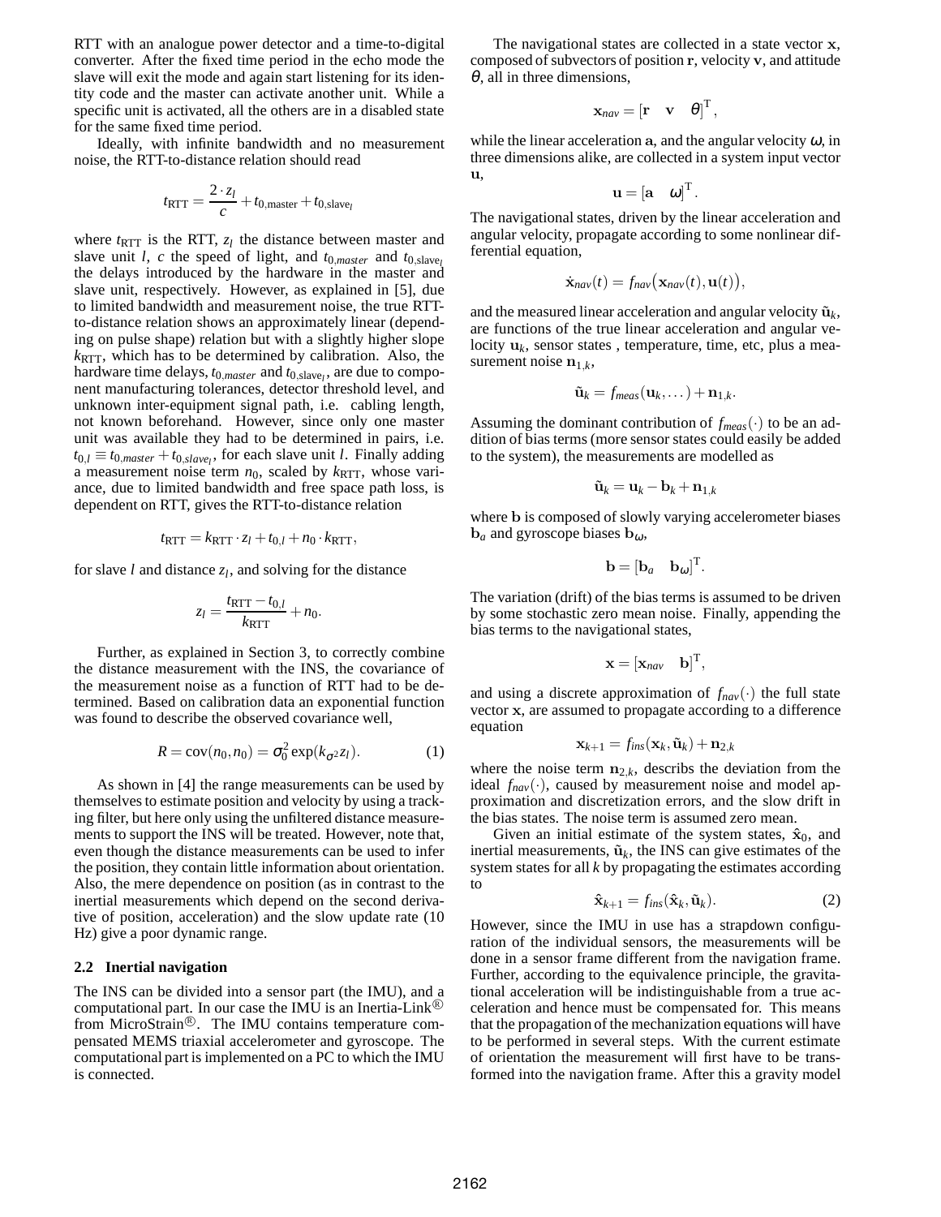RTT with an analogue power detector and a time-to-digital converter. After the fixed time period in the echo mode the slave will exit the mode and again start listening for its identity code and the master can activate another unit. While a specific unit is activated, all the others are in a disabled state for the same fixed time period.

Ideally, with infinite bandwidth and no measurement noise, the RTT-to-distance relation should read

$$t_{\mathrm{RTT}} = \frac{2 \cdot z_l}{c} + t_{0,\mathrm{master}} + t_{0,\mathrm{slave}_l}$$

where $t_{\mathrm{RTT}}$ is the RTT, $z_l$ the distance between master and slave unit $l$, $c$ the speed of light, and $t_{0,master}$ and $t_{0,\mathrm{slave}_l}$ the delays introduced by the hardware in the master and slave unit, respectively. However, as explained in [5], due to limited bandwidth and measurement noise, the true RTT-to-distance relation shows an approximately linear (depending on pulse shape) relation but with a slightly higher slope $k_{\mathrm{RTT}}$, which has to be determined by calibration. Also, the hardware time delays, $t_{0,master}$ and $t_{0,\mathrm{slave}_l}$, are due to component manufacturing tolerances, detector threshold level, and unknown inter-equipment signal path, i.e. cabling length, not known beforehand. However, since only one master unit was available they had to be determined in pairs, i.e. $t_{0,l} \equiv t_{0,master} + t_{0,slave_l}$, for each slave unit $l$. Finally adding a measurement noise term $n_0$, scaled by $k_{\mathrm{RTT}}$, whose variance, due to limited bandwidth and free space path loss, is dependent on RTT, gives the RTT-to-distance relation

$$t_{\mathrm{RTT}} = k_{\mathrm{RTT}} \cdot z_l + t_{0,l} + n_0 \cdot k_{\mathrm{RTT}},$$

for slave $l$ and distance $z_l$, and solving for the distance

$$z_l = \frac{t_{\mathrm{RTT}} - t_{0,l}}{k_{\mathrm{RTT}}} + n_0.$$

Further, as explained in Section 3, to correctly combine the distance measurement with the INS, the covariance of the measurement noise as a function of RTT had to be determined. Based on calibration data an exponential function was found to describe the observed covariance well,

$$R = \mathrm{cov}(n_0, n_0) = \sigma_0^2 \exp(k_{\sigma^2} z_l). \tag{1}$$

As shown in [4] the range measurements can be used by themselves to estimate position and velocity by using a tracking filter, but here only using the unfiltered distance measurements to support the INS will be treated. However, note that, even though the distance measurements can be used to infer the position, they contain little information about orientation. Also, the mere dependence on position (as in contrast to the inertial measurements which depend on the second derivative of position, acceleration) and the slow update rate (10 Hz) give a poor dynamic range.

### 2.2 Inertial navigation

The INS can be divided into a sensor part (the IMU), and a computational part. In our case the IMU is an Inertia-Link® from MicroStrain®. The IMU contains temperature compensated MEMS triaxial accelerometer and gyroscope. The computational part is implemented on a PC to which the IMU is connected.

The navigational states are collected in a state vector $\mathbf{x}$, composed of subvectors of position $\mathbf{r}$, velocity $\mathbf{v}$, and attitude $\theta$, all in three dimensions,

$$\mathbf{x}_{nav} = [\mathbf{r} \quad \mathbf{v} \quad \theta]^{\mathrm{T}},$$

while the linear acceleration $\mathbf{a}$, and the angular velocity $\omega$, in three dimensions alike, are collected in a system input vector $\mathbf{u}$,

$$\mathbf{u} = [\mathbf{a} \quad \omega]^{\mathrm{T}}.$$

The navigational states, driven by the linear acceleration and angular velocity, propagate according to some nonlinear differential equation,

$$\dot{\mathbf{x}}_{nav}(t) = f_{nav}\big(\mathbf{x}_{nav}(t), \mathbf{u}(t)\big),$$

and the measured linear acceleration and angular velocity $\tilde{\mathbf{u}}_k$, are functions of the true linear acceleration and angular velocity $\mathbf{u}_k$, sensor states , temperature, time, etc, plus a measurement noise $\mathbf{n}_{1,k}$,

$$\tilde{\mathbf{u}}_k = f_{meas}(\mathbf{u}_k, \ldots) + \mathbf{n}_{1,k}.$$

Assuming the dominant contribution of $f_{meas}(\cdot)$ to be an addition of bias terms (more sensor states could easily be added to the system), the measurements are modelled as

$$\tilde{\mathbf{u}}_k = \mathbf{u}_k - \mathbf{b}_k + \mathbf{n}_{1,k}$$

where $\mathbf{b}$ is composed of slowly varying accelerometer biases $\mathbf{b}_a$ and gyroscope biases $\mathbf{b}_\omega$,

$$\mathbf{b} = [\mathbf{b}_a \quad \mathbf{b}_\omega]^{\mathrm{T}}.$$

The variation (drift) of the bias terms is assumed to be driven by some stochastic zero mean noise. Finally, appending the bias terms to the navigational states,

$$\mathbf{x} = [\mathbf{x}_{nav} \quad \mathbf{b}]^{\mathrm{T}},$$

and using a discrete approximation of $f_{nav}(\cdot)$ the full state vector $\mathbf{x}$, are assumed to propagate according to a difference equation

$$\mathbf{x}_{k+1} = f_{ins}(\mathbf{x}_k, \tilde{\mathbf{u}}_k) + \mathbf{n}_{2,k}$$

where the noise term $\mathbf{n}_{2,k}$, describs the deviation from the ideal $f_{nav}(\cdot)$, caused by measurement noise and model approximation and discretization errors, and the slow drift in the bias states. The noise term is assumed zero mean.

Given an initial estimate of the system states, $\hat{\mathbf{x}}_0$, and inertial measurements, $\tilde{\mathbf{u}}_k$, the INS can give estimates of the system states for all $k$ by propagating the estimates according to

$$\hat{\mathbf{x}}_{k+1} = f_{ins}(\hat{\mathbf{x}}_k, \tilde{\mathbf{u}}_k). \tag{2}$$

However, since the IMU in use has a strapdown configuration of the individual sensors, the measurements will be done in a sensor frame different from the navigation frame. Further, according to the equivalence principle, the gravitational acceleration will be indistinguishable from a true acceleration and hence must be compensated for. This means that the propagation of the mechanization equations will have to be performed in several steps. With the current estimate of orientation the measurement will first have to be transformed into the navigation frame. After this a gravity model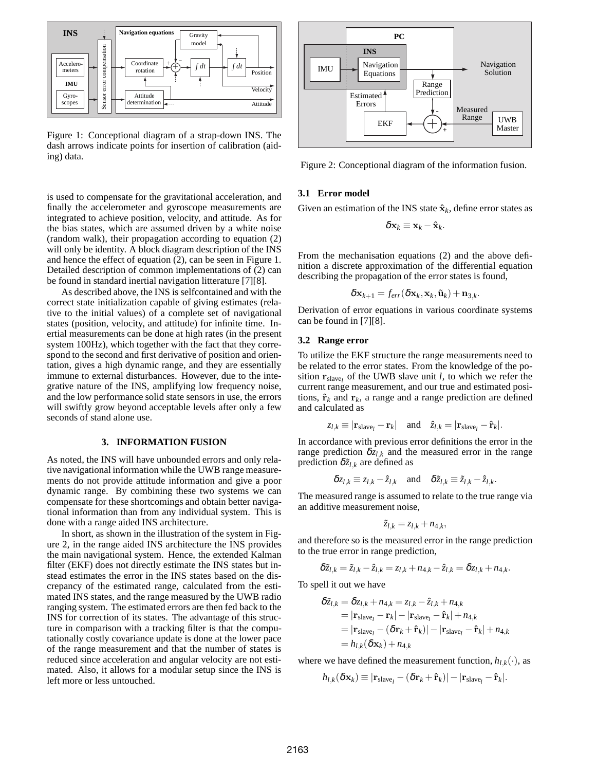Figure 1: Conceptional diagram of a strap-down INS. The dash arrows indicate points for insertion of calibration (aiding) data.

Figure 2: Conceptional diagram of the information fusion.

is used to compensate for the gravitational acceleration, and finally the accelerometer and gyroscope measurements are integrated to achieve position, velocity, and attitude. As for the bias states, which are assumed driven by a white noise (random walk), their propagation according to equation (2) will only be identity. A block diagram description of the INS and hence the effect of equation (2), can be seen in Figure 1. Detailed description of common implementations of (2) can be found in standard inertial navigation litterature [7][8].

As described above, the INS is selfcontained and with the correct state initialization capable of giving estimates (relative to the initial values) of a complete set of navigational states (position, velocity, and attitude) for infinite time. Inertial measurements can be done at high rates (in the present system 100Hz), which together with the fact that they correspond to the second and first derivative of position and orientation, gives a high dynamic range, and they are essentially immune to external disturbances. However, due to the integrative nature of the INS, amplifying low frequency noise, and the low performance solid state sensors in use, the errors will swiftly grow beyond acceptable levels after only a few seconds of stand alone use.

## 3. INFORMATION FUSION

As noted, the INS will have unbounded errors and only relative navigational information while the UWB range measurements do not provide attitude information and give a poor dynamic range. By combining these two systems we can compensate for these shortcomings and obtain better navigational information than from any individual system. This is done with a range aided INS architecture.

In short, as shown in the illustration of the system in Figure 2, in the range aided INS architecture the INS provides the main navigational system. Hence, the extended Kalman filter (EKF) does not directly estimate the INS states but instead estimates the error in the INS states based on the discrepancy of the estimated range, calculated from the estimated INS states, and the range measured by the UWB radio ranging system. The estimated errors are then fed back to the INS for correction of its states. The advantage of this structure in comparison with a tracking filter is that the computationally costly covariance update is done at the lower pace of the range measurement and that the number of states is reduced since acceleration and angular velocity are not estimated. Also, it allows for a modular setup since the INS is left more or less untouched.

### 3.1 Error model

Given an estimation of the INS state $\hat{\mathbf{x}}_k$, define error states as

$$\delta\mathbf{x}_k \equiv \mathbf{x}_k - \hat{\mathbf{x}}_k.$$

From the mechanisation equations (2) and the above definition a discrete approximation of the differential equation describing the propagation of the error states is found,

$$\delta\mathbf{x}_{k+1} = f_{err}(\delta\mathbf{x}_k, \mathbf{x}_k, \tilde{\mathbf{u}}_k) + \mathbf{n}_{3,k}.$$

Derivation of error equations in various coordinate systems can be found in [7][8].

### 3.2 Range error

To utilize the EKF structure the range measurements need to be related to the error states. From the knowledge of the position $\mathbf{r}_{\text{slave}_l}$ of the UWB slave unit $l$, to which we refer the current range measurement, and our true and estimated positions, $\hat{\mathbf{r}}_k$ and $\mathbf{r}_k$, a range and a range prediction are defined and calculated as

$$z_{l,k} \equiv |\mathbf{r}_{\text{slave}_l} - \mathbf{r}_k| \quad \text{and} \quad \hat{z}_{l,k} = |\mathbf{r}_{\text{slave}_l} - \hat{\mathbf{r}}_k|.$$

In accordance with previous error definitions the error in the range prediction $\delta z_{l,k}$ and the measured error in the range prediction $\delta\tilde{z}_{l,k}$ are defined as

$$\delta z_{l,k} \equiv z_{l,k} - \hat{z}_{l,k} \quad \text{and} \quad \delta\tilde{z}_{l,k} \equiv \tilde{z}_{l,k} - \hat{z}_{l,k}.$$

The measured range is assumed to relate to the true range via an additive measurement noise,

$$\tilde{z}_{l,k} = z_{l,k} + n_{4,k},$$

and therefore so is the measured error in the range prediction to the true error in range prediction,

$$\delta\tilde{z}_{l,k} = \tilde{z}_{l,k} - \hat{z}_{l,k} = z_{l,k} + n_{4,k} - \hat{z}_{l,k} = \delta z_{l,k} + n_{4,k}.$$

To spell it out we have

$$\begin{aligned}
\delta\tilde{z}_{l,k} &= \delta z_{l,k} + n_{4,k} = z_{l,k} - \hat{z}_{l,k} + n_{4,k} \\
&= |\mathbf{r}_{\text{slave}_l} - \mathbf{r}_k| - |\mathbf{r}_{\text{slave}_l} - \hat{\mathbf{r}}_k| + n_{4,k} \\
&= |\mathbf{r}_{\text{slave}_l} - (\delta\mathbf{r}_k + \hat{\mathbf{r}}_k)| - |\mathbf{r}_{\text{slave}_l} - \hat{\mathbf{r}}_k| + n_{4,k} \\
&= h_{l,k}(\delta\mathbf{x}_k) + n_{4,k}
\end{aligned}$$

where we have defined the measurement function, $h_{l,k}(\cdot)$, as

$$h_{l,k}(\delta\mathbf{x}_k) \equiv |\mathbf{r}_{\text{slave}_l} - (\delta\mathbf{r}_k + \hat{\mathbf{r}}_k)| - |\mathbf{r}_{\text{slave}_l} - \hat{\mathbf{r}}_k|.$$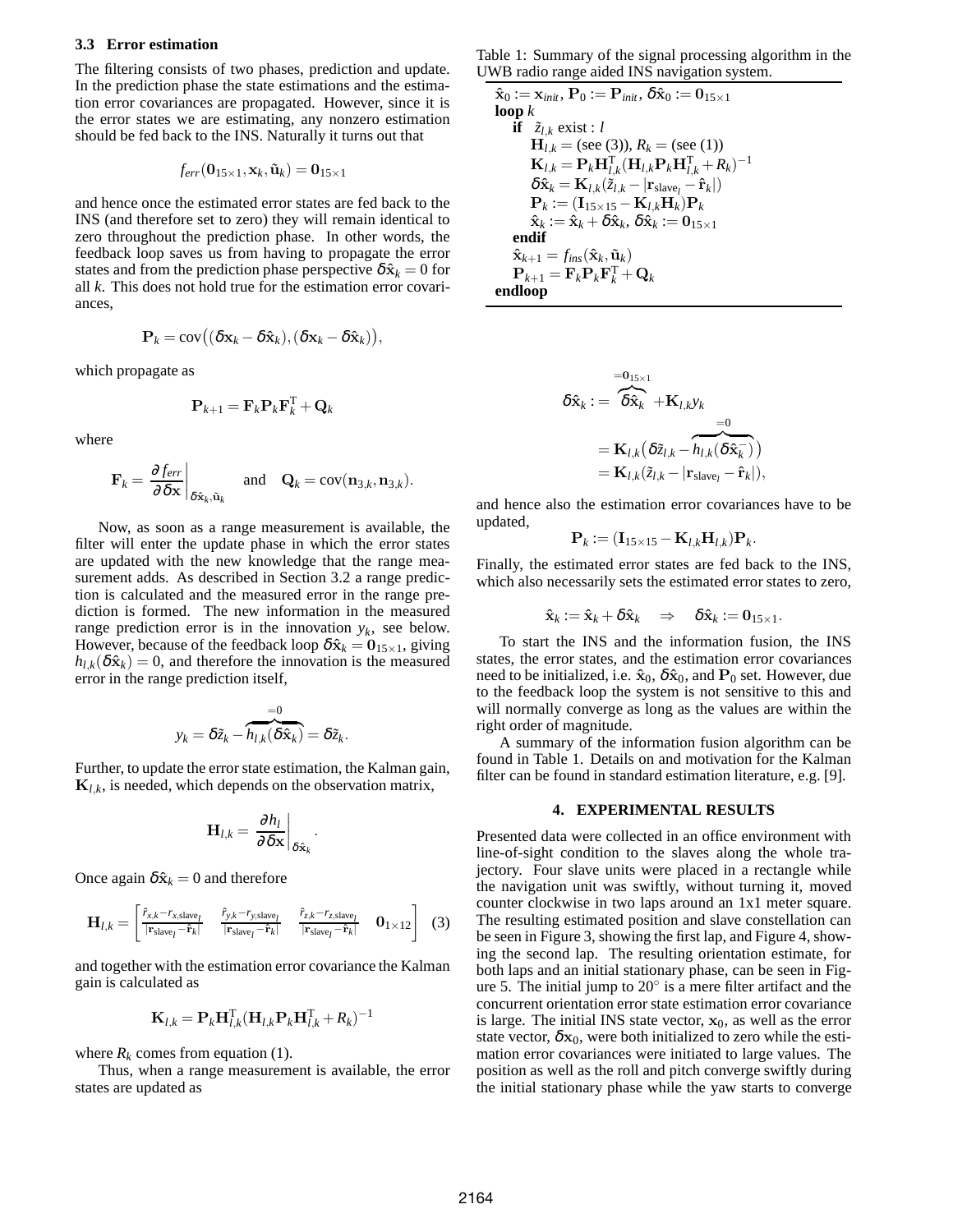### 3.3 Error estimation

The filtering consists of two phases, prediction and update. In the prediction phase the state estimations and the estimation error covariances are propagated. However, since it is the error states we are estimating, any nonzero estimation should be fed back to the INS. Naturally it turns out that

$$f_{err}(\mathbf{0}_{15\times 1}, \mathbf{x}_k, \tilde{\mathbf{u}}_k) = \mathbf{0}_{15\times 1}$$

and hence once the estimated error states are fed back to the INS (and therefore set to zero) they will remain identical to zero throughout the prediction phase. In other words, the feedback loop saves us from having to propagate the error states and from the prediction phase perspective $\delta\hat{\mathbf{x}}_k = 0$ for all $k$. This does not hold true for the estimation error covariances,

$$\mathbf{P}_k = \operatorname{cov}\big((\delta\mathbf{x}_k - \delta\hat{\mathbf{x}}_k), (\delta\mathbf{x}_k - \delta\hat{\mathbf{x}}_k)\big),$$

which propagate as

$$\mathbf{P}_{k+1} = \mathbf{F}_k \mathbf{P}_k \mathbf{F}_k^{\mathrm{T}} + \mathbf{Q}_k$$

where

$$\mathbf{F}_k = \left.\frac{\partial f_{err}}{\partial \delta\mathbf{x}}\right|_{\delta\hat{\mathbf{x}}_k, \tilde{\mathbf{u}}_k} \quad \text{and} \quad \mathbf{Q}_k = \operatorname{cov}(\mathbf{n}_{3,k}, \mathbf{n}_{3,k}).$$

Now, as soon as a range measurement is available, the filter will enter the update phase in which the error states are updated with the new knowledge that the range measurement adds. As described in Section 3.2 a range prediction is calculated and the measured error in the range prediction is formed. The new information in the measured range prediction error is in the innovation $y_k$, see below. However, because of the feedback loop $\delta\hat{\mathbf{x}}_k = \mathbf{0}_{15\times 1}$, giving $h_{l,k}(\delta\hat{\mathbf{x}}_k) = 0$, and therefore the innovation is the measured error in the range prediction itself,

$$y_k = \delta\tilde{z}_k - \overbrace{h_{l,k}(\delta\hat{\mathbf{x}}_k)}^{=0} = \delta\tilde{z}_k.$$

Further, to update the error state estimation, the Kalman gain, $\mathbf{K}_{l,k}$, is needed, which depends on the observation matrix,

$$\mathbf{H}_{l,k} = \left.\frac{\partial h_l}{\partial \delta\mathbf{x}}\right|_{\delta\hat{\mathbf{x}}_k}.$$

Once again $\delta\hat{\mathbf{x}}_k = 0$ and therefore

$$\mathbf{H}_{l,k} = \begin{bmatrix} \frac{\hat{r}_{x,k} - r_{x,\text{slave}_l}}{|\mathbf{r}_{\text{slave}_l} - \hat{\mathbf{r}}_k|} & \frac{\hat{r}_{y,k} - r_{y,\text{slave}_l}}{|\mathbf{r}_{\text{slave}_l} - \hat{\mathbf{r}}_k|} & \frac{\hat{r}_{z,k} - r_{z,\text{slave}_l}}{|\mathbf{r}_{\text{slave}_l} - \hat{\mathbf{r}}_k|} & \mathbf{0}_{1\times 12} \end{bmatrix} \quad (3)$$

and together with the estimation error covariance the Kalman gain is calculated as

$$\mathbf{K}_{l,k} = \mathbf{P}_k \mathbf{H}_{l,k}^{\mathrm{T}} (\mathbf{H}_{l,k} \mathbf{P}_k \mathbf{H}_{l,k}^{\mathrm{T}} + R_k)^{-1}$$

where $R_k$ comes from equation (1).

Thus, when a range measurement is available, the error states are updated as

$$\begin{aligned}
\delta\hat{\mathbf{x}}_k :&= \overbrace{\delta\hat{\mathbf{x}}_k}^{=\mathbf{0}_{15\times 1}} + \mathbf{K}_{l,k} y_k \\
&= \mathbf{K}_{l,k}\big(\delta\tilde{z}_{l,k} - \overbrace{h_{l,k}(\delta\hat{\mathbf{x}}_k^-)}^{=0}\big) \\
&= \mathbf{K}_{l,k}(\tilde{z}_{l,k} - |\mathbf{r}_{\text{slave}_l} - \hat{\mathbf{r}}_k|),
\end{aligned}$$

and hence also the estimation error covariances have to be updated,

$$\mathbf{P}_k := (\mathbf{I}_{15\times 15} - \mathbf{K}_{l,k}\mathbf{H}_{l,k})\mathbf{P}_k.$$

Finally, the estimated error states are fed back to the INS, which also necessarily sets the estimated error states to zero,

$$\hat{\mathbf{x}}_k := \hat{\mathbf{x}}_k + \delta\hat{\mathbf{x}}_k \quad \Rightarrow \quad \delta\hat{\mathbf{x}}_k := \mathbf{0}_{15\times 1}.$$

To start the INS and the information fusion, the INS states, the error states, and the estimation error covariances need to be initialized, i.e. $\hat{\mathbf{x}}_0$, $\delta\hat{\mathbf{x}}_0$, and $\mathbf{P}_0$ set. However, due to the feedback loop the system is not sensitive to this and will normally converge as long as the values are within the right order of magnitude.

A summary of the information fusion algorithm can be found in Table 1. Details on and motivation for the Kalman filter can be found in standard estimation literature, e.g. [9].

Table 1: Summary of the signal processing algorithm in the UWB radio range aided INS navigation system.

```
x̂_0 := x_init, P_0 := P_init, δx̂_0 := 0_{15×1}
loop k
    if z̃_{l,k} exist : l
        H_{l,k} = (see (3)), R_k = (see (1))
        K_{l,k} = P_k H_{l,k}^T (H_{l,k} P_k H_{l,k}^T + R_k)^{-1}
        δx̂_k = K_{l,k}(z̃_{l,k} − |r_{slave_l} − r̂_k|)
        P_k := (I_{15×15} − K_{l,k} H_k) P_k
        x̂_k := x̂_k + δx̂_k, δx̂_k := 0_{15×1}
    endif
    x̂_{k+1} = f_ins(x̂_k, ũ_k)
    P_{k+1} = F_k P_k F_k^T + Q_k
endloop
```

## 4. EXPERIMENTAL RESULTS

Presented data were collected in an office environment with line-of-sight condition to the slaves along the whole trajectory. Four slave units were placed in a rectangle while the navigation unit was swiftly, without turning it, moved counter clockwise in two laps around an 1x1 meter square. The resulting estimated position and slave constellation can be seen in Figure 3, showing the first lap, and Figure 4, showing the second lap. The resulting orientation estimate, for both laps and an initial stationary phase, can be seen in Figure 5. The initial jump to 20° is a mere filter artifact and the concurrent orientation error state estimation error covariance is large. The initial INS state vector, $\mathbf{x}_0$, as well as the error state vector, $\delta\mathbf{x}_0$, were both initialized to zero while the estimation error covariances were initiated to large values. The position as well as the roll and pitch converge swiftly during the initial stationary phase while the yaw starts to converge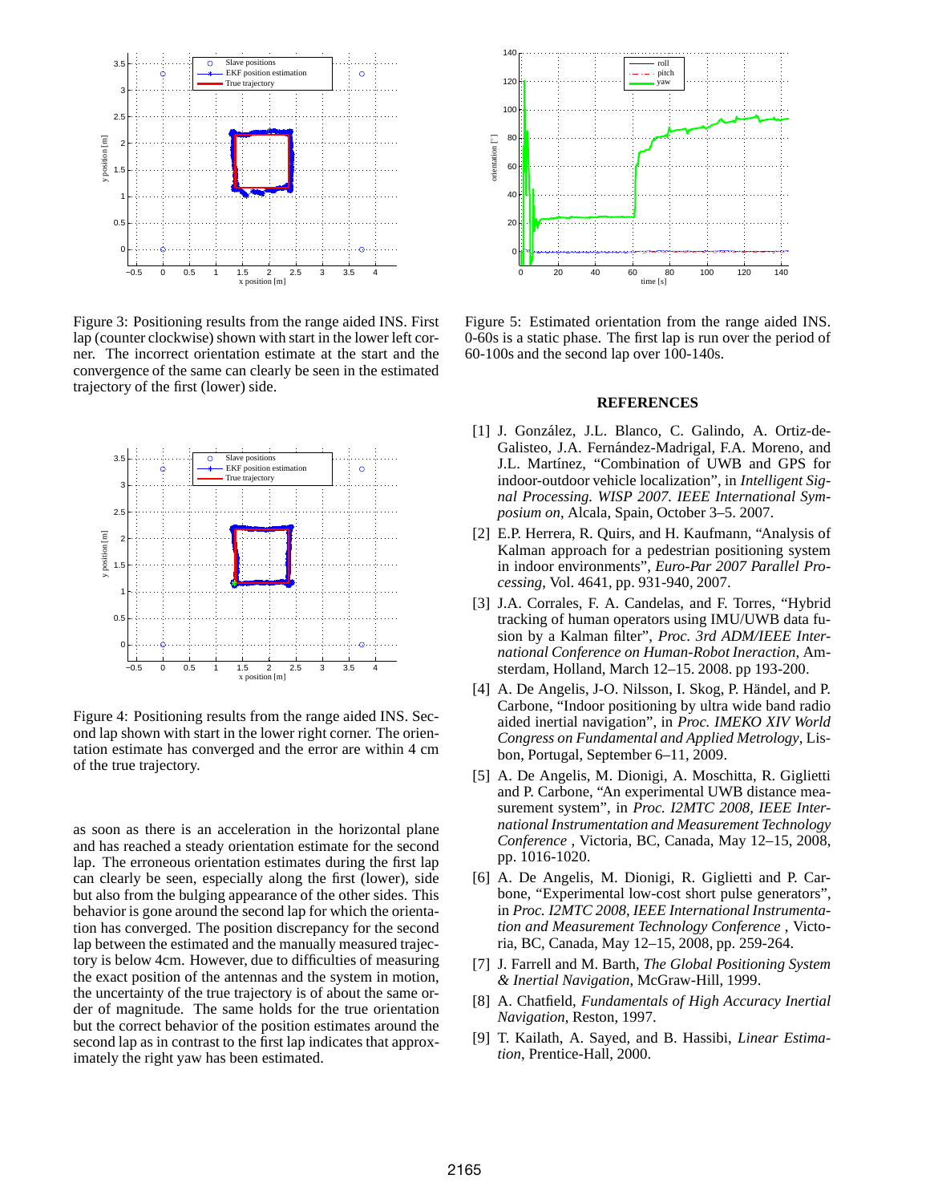3.5
3
2.5
2
1.5
1
0.5
0
−0.5 0 0.5 1 1.5 2 2.5 3 3.5 4
x position [m]
y position [m]
Slave positions
EKF position estimation
True trajectory

Figure 3: Positioning results from the range aided INS. First lap (counter clockwise) shown with start in the lower left corner. The incorrect orientation estimate at the start and the convergence of the same can clearly be seen in the estimated trajectory of the first (lower) side.

3.5
3
2.5
2
1.5
1
0.5
0
−0.5 0 0.5 1 1.5 2 2.5 3 3.5 4
x position [m]
y position [m]
Slave positions
EKF position estimation
True trajectory

Figure 4: Positioning results from the range aided INS. Second lap shown with start in the lower right corner. The orientation estimate has converged and the error are within 4 cm of the true trajectory.

as soon as there is an acceleration in the horizontal plane and has reached a steady orientation estimate for the second lap. The erroneous orientation estimates during the first lap can clearly be seen, especially along the first (lower), side but also from the bulging appearance of the other sides. This behavior is gone around the second lap for which the orientation has converged. The position discrepancy for the second lap between the estimated and the manually measured trajectory is below 4cm. However, due to difficulties of measuring the exact position of the antennas and the system in motion, the uncertainty of the true trajectory is of about the same order of magnitude. The same holds for the true orientation but the correct behavior of the position estimates around the second lap as in contrast to the first lap indicates that approximately the right yaw has been estimated.

140
120
100
80
60
40
20
0
0 20 40 60 80 100 120 140
time [s]
orientation [°]
roll
pitch
yaw

Figure 5: Estimated orientation from the range aided INS. 0-60s is a static phase. The first lap is run over the period of 60-100s and the second lap over 100-140s.

## REFERENCES

[1] J. González, J.L. Blanco, C. Galindo, A. Ortiz-de-Galisteo, J.A. Fernández-Madrigal, F.A. Moreno, and J.L. Martínez, "Combination of UWB and GPS for indoor-outdoor vehicle localization", in *Intelligent Signal Processing. WISP 2007. IEEE International Symposium on*, Alcala, Spain, October 3–5. 2007.

[2] E.P. Herrera, R. Quirs, and H. Kaufmann, "Analysis of Kalman approach for a pedestrian positioning system in indoor environments", *Euro-Par 2007 Parallel Processing*, Vol. 4641, pp. 931-940, 2007.

[3] J.A. Corrales, F. A. Candelas, and F. Torres, "Hybrid tracking of human operators using IMU/UWB data fusion by a Kalman filter", *Proc. 3rd ADM/IEEE International Conference on Human-Robot Ineraction*, Amsterdam, Holland, March 12–15. 2008. pp 193-200.

[4] A. De Angelis, J-O. Nilsson, I. Skog, P. Händel, and P. Carbone, "Indoor positioning by ultra wide band radio aided inertial navigation", in *Proc. IMEKO XIV World Congress on Fundamental and Applied Metrology*, Lisbon, Portugal, September 6–11, 2009.

[5] A. De Angelis, M. Dionigi, A. Moschitta, R. Giglietti and P. Carbone, "An experimental UWB distance measurement system", in *Proc. I2MTC 2008, IEEE International Instrumentation and Measurement Technology Conference* , Victoria, BC, Canada, May 12–15, 2008, pp. 1016-1020.

[6] A. De Angelis, M. Dionigi, R. Giglietti and P. Carbone, "Experimental low-cost short pulse generators", in *Proc. I2MTC 2008, IEEE International Instrumentation and Measurement Technology Conference* , Victoria, BC, Canada, May 12–15, 2008, pp. 259-264.

[7] J. Farrell and M. Barth, *The Global Positioning System & Inertial Navigation*, McGraw-Hill, 1999.

[8] A. Chatfield, *Fundamentals of High Accuracy Inertial Navigation*, Reston, 1997.

[9] T. Kailath, A. Sayed, and B. Hassibi, *Linear Estimation*, Prentice-Hall, 2000.